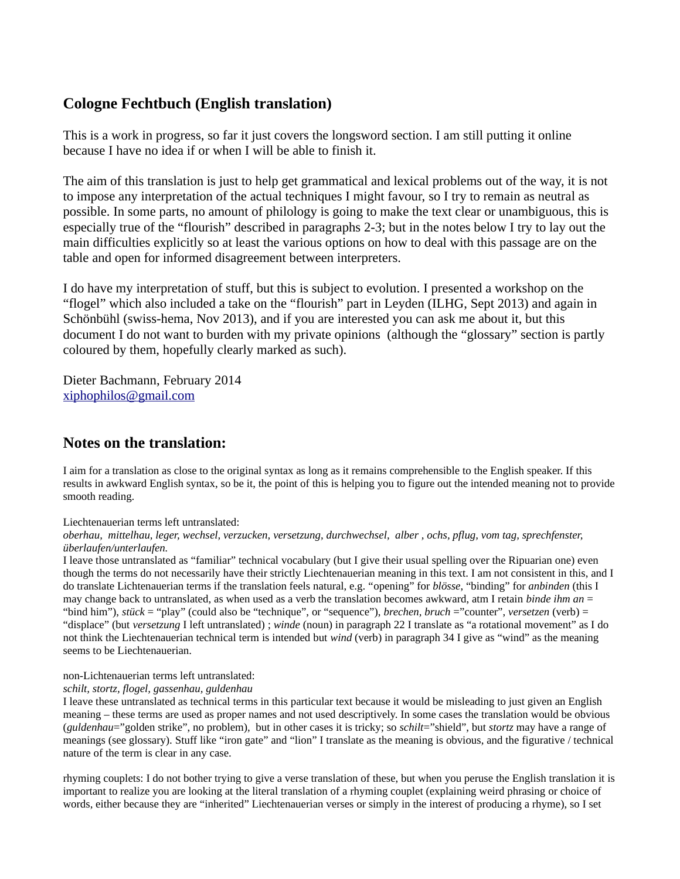## Cologne Fechtbuch (English translation)

This is a work in progress, so far it just covers the longsword section. I am still putting it online because I have no idea if or when I will be able to finish it.

The aim of this translation is just to help get grammatical and lexical problems out of the way, it is not to impose any interpretation of the actual techniques I might favour, so I try to remain as neutral as possible. In some parts, no amount of philology is going to make the text clear or unambiguous, this is especially true of the "flourish" described in paragraphs 2-3; but in the notes below I try to lay out the main difficulties explicitly so at least the various options on how to deal with this passage are on the table and open for informed disagreement between interpreters.

I do have my interpretation of stuff, but this is subject to evolution. I presented a workshop on the "flogel" which also included a take on the "flourish" part in Leyden (ILHG, Sept 2013) and again in Schönbühl (swiss-hema, Nov 2013), and if you are interested you can ask me about it, but this document I do not want to burden with my private opinions (although the "glossary" section is partly coloured by them, hopefully clearly marked as such).

Dieter Bachmann, February 2014
xiphophilos@gmail.com

## Notes on the translation:

I aim for a translation as close to the original syntax as long as it remains comprehensible to the English speaker. If this results in awkward English syntax, so be it, the point of this is helping you to figure out the intended meaning not to provide smooth reading.

Liechtenauerian terms left untranslated:
*oberhau, mittelhau, leger, wechsel, verzucken, versetzung, durchwechsel, alber , ochs, pflug, vom tag, sprechfenster, überlaufen/unterlaufen.*
I leave those untranslated as "familiar" technical vocabulary (but I give their usual spelling over the Ripuarian one) even though the terms do not necessarily have their strictly Liechtenauerian meaning in this text. I am not consistent in this, and I do translate Liechtenauerian terms if the translation feels natural, e.g. "opening" for *blösse*, "binding" for *anbinden* (this I may change back to untranslated, as when used as a verb the translation becomes awkward, atm I retain *binde ihm an* = "bind him"), *stück* = "play" (could also be "technique", or "sequence"), *brechen, bruch* ="counter", *versetzen* (verb) = "displace" (but *versetzung* I left untranslated) ; *winde* (noun) in paragraph 22 I translate as "a rotational movement" as I do not think the Liechtenauerian technical term is intended but *wind* (verb) in paragraph 34 I give as "wind" as the meaning seems to be Liechtenauerian.

non-Liechtenauerian terms left untranslated:
*schilt, stortz, flogel, gassenhau, guldenhau*
I leave these untranslated as technical terms in this particular text because it would be misleading to just given an English meaning – these terms are used as proper names and not used descriptively. In some cases the translation would be obvious (*guldenhau*="golden strike", no problem), but in other cases it is tricky; so *schilt*="shield", but *stortz* may have a range of meanings (see glossary). Stuff like "iron gate" and "lion" I translate as the meaning is obvious, and the figurative / technical nature of the term is clear in any case.

rhyming couplets: I do not bother trying to give a verse translation of these, but when you peruse the English translation it is important to realize you are looking at the literal translation of a rhyming couplet (explaining weird phrasing or choice of words, either because they are "inherited" Liechtenauerian verses or simply in the interest of producing a rhyme), so I set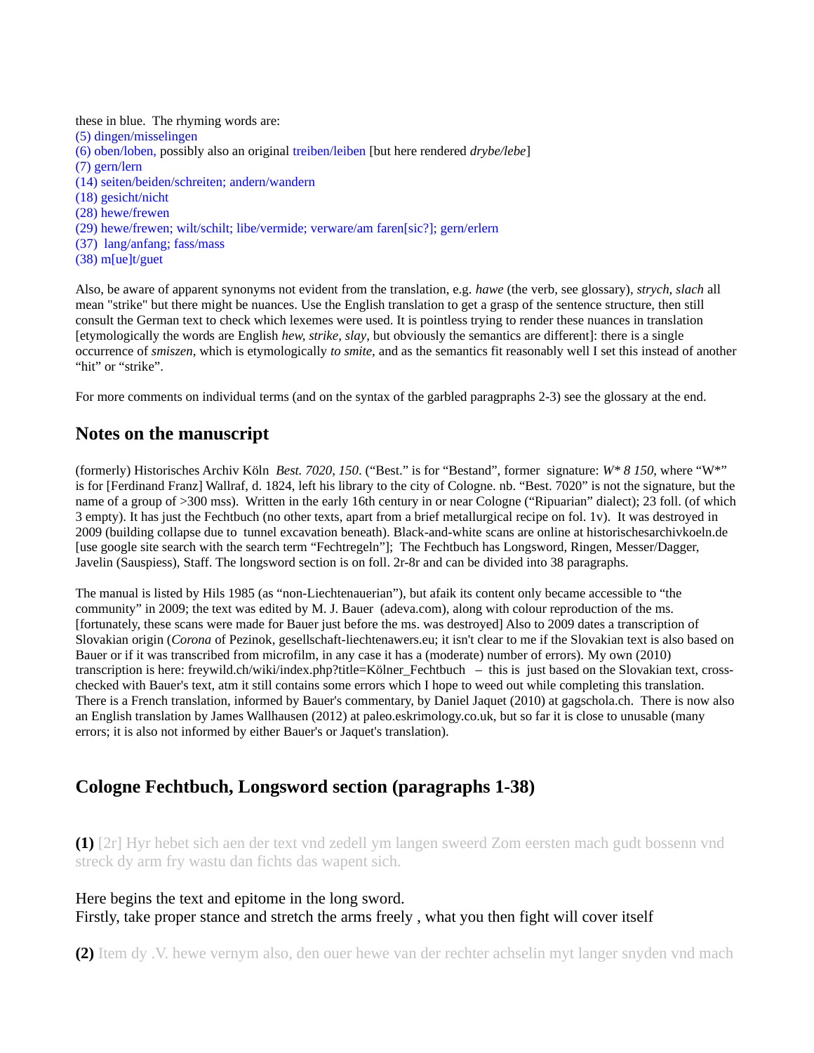these in blue. The rhyming words are:
(5) dingen/misselingen
(6) oben/loben, possibly also an original treiben/leiben [but here rendered *drybe/lebe*]
(7) gern/lern
(14) seiten/beiden/schreiten; andern/wandern
(18) gesicht/nicht
(28) hewe/frewen
(29) hewe/frewen; wilt/schilt; libe/vermide; verware/am faren[sic?]; gern/erlern
(37) lang/anfang; fass/mass
(38) m[ue]t/guet

Also, be aware of apparent synonyms not evident from the translation, e.g. *hawe* (the verb, see glossary), *strych, slach* all mean "strike" but there might be nuances. Use the English translation to get a grasp of the sentence structure, then still consult the German text to check which lexemes were used. It is pointless trying to render these nuances in translation [etymologically the words are English *hew, strike, slay*, but obviously the semantics are different]: there is a single occurrence of *smiszen*, which is etymologically *to smite*, and as the semantics fit reasonably well I set this instead of another "hit" or "strike".

For more comments on individual terms (and on the syntax of the garbled paragraphs 2-3) see the glossary at the end.

## Notes on the manuscript

(formerly) Historisches Archiv Köln *Best. 7020, 150*. ("Best." is for "Bestand", former signature: *W* 8 150*, where "W*" is for [Ferdinand Franz] Wallraf, d. 1824, left his library to the city of Cologne. nb. "Best. 7020" is not the signature, but the name of a group of >300 mss). Written in the early 16th century in or near Cologne ("Ripuarian" dialect); 23 foll. (of which 3 empty). It has just the Fechtbuch (no other texts, apart from a brief metallurgical recipe on fol. 1v). It was destroyed in 2009 (building collapse due to tunnel excavation beneath). Black-and-white scans are online at historischesarchivkoeln.de [use google site search with the search term "Fechtregeln"]; The Fechtbuch has Longsword, Ringen, Messer/Dagger, Javelin (Sauspiess), Staff. The longsword section is on foll. 2r-8r and can be divided into 38 paragraphs.

The manual is listed by Hils 1985 (as "non-Liechtenauerian"), but afaik its content only became accessible to "the community" in 2009; the text was edited by M. J. Bauer (adeva.com), along with colour reproduction of the ms. [fortunately, these scans were made for Bauer just before the ms. was destroyed] Also to 2009 dates a transcription of Slovakian origin (*Corona* of Pezinok, gesellschaft-liechtenawers.eu; it isn't clear to me if the Slovakian text is also based on Bauer or if it was transcribed from microfilm, in any case it has a (moderate) number of errors). My own (2010) transcription is here: freywild.ch/wiki/index.php?title=Kölner_Fechtbuch – this is just based on the Slovakian text, cross-checked with Bauer's text, atm it still contains some errors which I hope to weed out while completing this translation. There is a French translation, informed by Bauer's commentary, by Daniel Jaquet (2010) at gagschola.ch. There is now also an English translation by James Wallhausen (2012) at paleo.eskrimology.co.uk, but so far it is close to unusable (many errors; it is also not informed by either Bauer's or Jaquet's translation).

## Cologne Fechtbuch, Longsword section (paragraphs 1-38)

**(1)** [2r] Hyr hebet sich aen der text vnd zedell ym langen sweerd Zom eersten mach gudt bossenn vnd streck dy arm fry wastu dan fichts das wapent sich.

Here begins the text and epitome in the long sword.
Firstly, take proper stance and stretch the arms freely , what you then fight will cover itself

**(2)** Item dy .V. hewe vernym also, den ouer hewe van der rechter achselin myt langer snyden vnd mach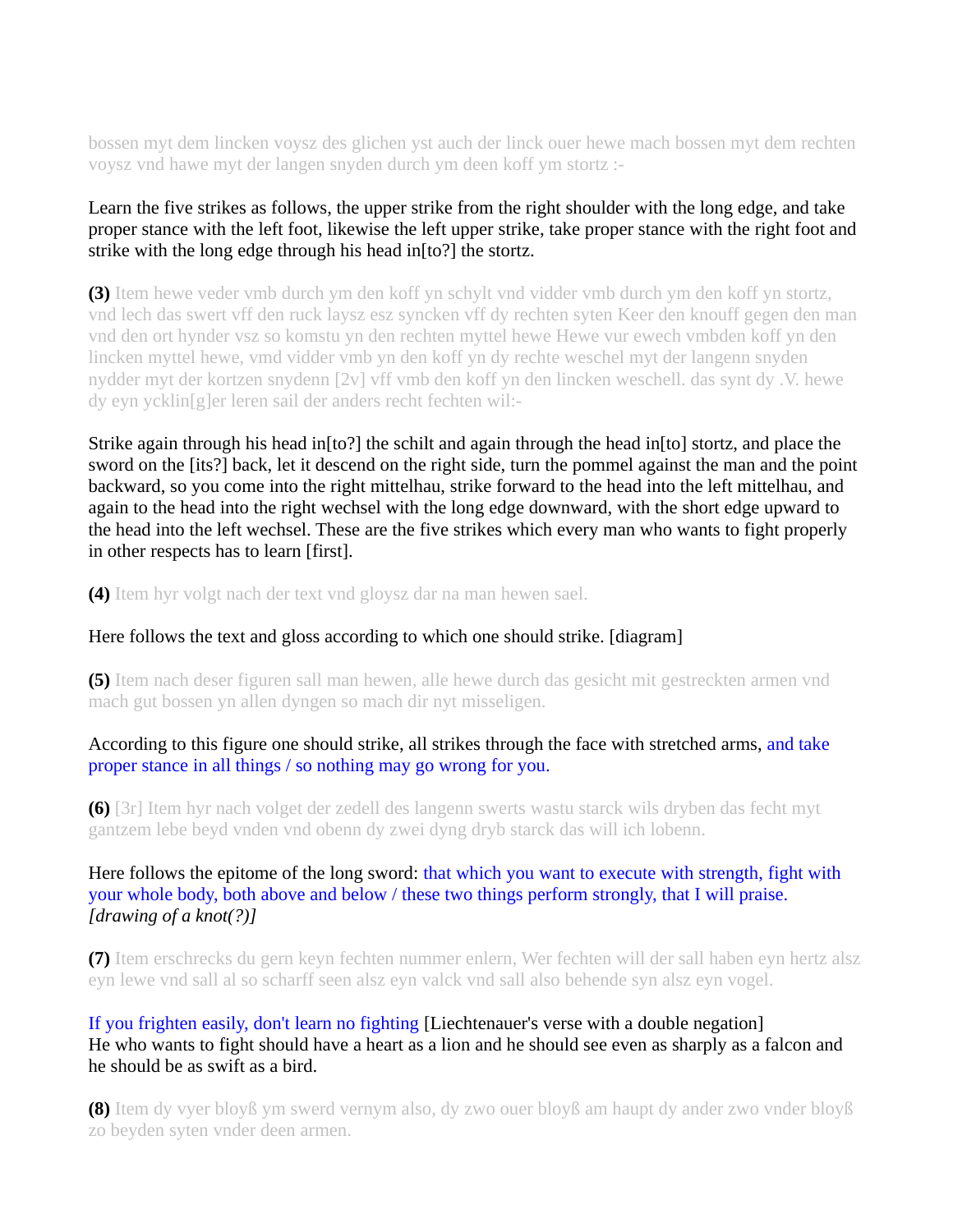bossen myt dem lincken voysz des glichen yst auch der linck ouer hewe mach bossen myt dem rechten voysz vnd hawe myt der langen snyden durch ym deen koff ym stortz :-

Learn the five strikes as follows, the upper strike from the right shoulder with the long edge, and take proper stance with the left foot, likewise the left upper strike, take proper stance with the right foot and strike with the long edge through his head in[to?] the stortz.

**(3)** Item hewe veder vmb durch ym den koff yn schylt vnd vidder vmb durch ym den koff yn stortz, vnd lech das swert vff den ruck laysz esz syncken vff dy rechten syten Keer den knouff gegen den man vnd den ort hynder vsz so komstu yn den rechten myttel hewe Hewe vur ewech vmbden koff yn den lincken myttel hewe, vmd vidder vmb yn den koff yn dy rechte weschel myt der langenn snyden nydder myt der kortzen snydenn [2v] vff vmb den koff yn den lincken weschell. das synt dy .V. hewe dy eyn ycklin[g]er leren sail der anders recht fechten wil:-

Strike again through his head in[to?] the schilt and again through the head in[to] stortz, and place the sword on the [its?] back, let it descend on the right side, turn the pommel against the man and the point backward, so you come into the right mittelhau, strike forward to the head into the left mittelhau, and again to the head into the right wechsel with the long edge downward, with the short edge upward to the head into the left wechsel. These are the five strikes which every man who wants to fight properly in other respects has to learn [first].

**(4)** Item hyr volgt nach der text vnd gloysz dar na man hewen sael.

Here follows the text and gloss according to which one should strike. [diagram]

**(5)** Item nach deser figuren sall man hewen, alle hewe durch das gesicht mit gestreckten armen vnd mach gut bossen yn allen dyngen so mach dir nyt misseligen.

According to this figure one should strike, all strikes through the face with stretched arms, and take proper stance in all things / so nothing may go wrong for you.

**(6)** [3r] Item hyr nach volget der zedell des langenn swerts wastu starck wils dryben das fecht myt gantzem lebe beyd vnden vnd obenn dy zwei dyng dryb starck das will ich lobenn.

Here follows the epitome of the long sword: that which you want to execute with strength, fight with your whole body, both above and below / these two things perform strongly, that I will praise. *[drawing of a knot(?)]*

**(7)** Item erschrecks du gern keyn fechten nummer enlern, Wer fechten will der sall haben eyn hertz alsz eyn lewe vnd sall al so scharff seen alsz eyn valck vnd sall also behende syn alsz eyn vogel.

If you frighten easily, don't learn no fighting [Liechtenauer's verse with a double negation]
He who wants to fight should have a heart as a lion and he should see even as sharply as a falcon and he should be as swift as a bird.

**(8)** Item dy vyer bloyß ym swerd vernym also, dy zwo ouer bloyß am haupt dy ander zwo vnder bloyß zo beyden syten vnder deen armen.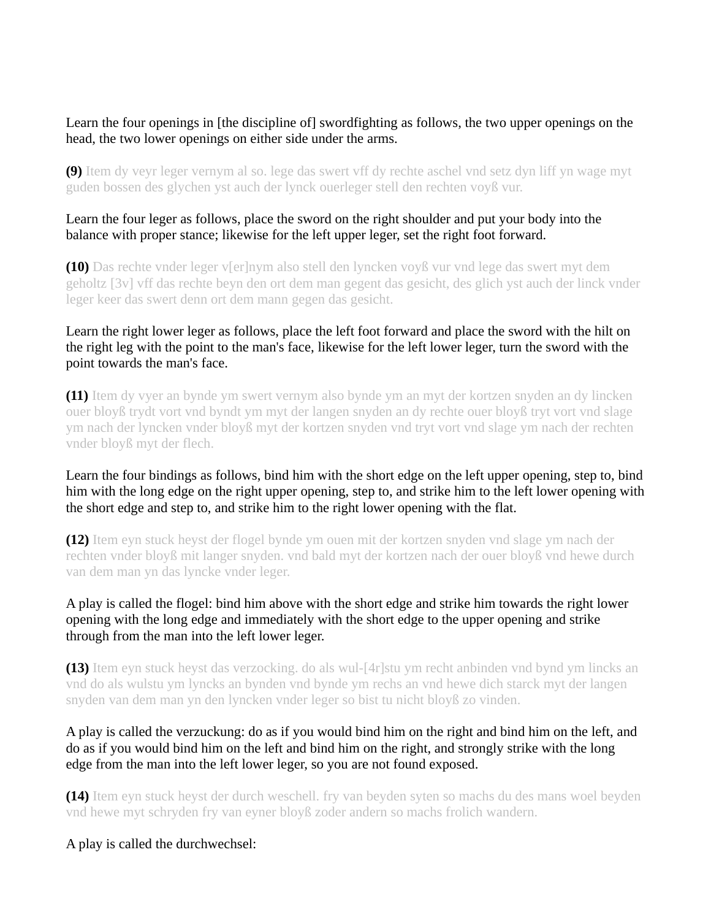Learn the four openings in [the discipline of] swordfighting as follows, the two upper openings on the head, the two lower openings on either side under the arms.

**(9)** Item dy veyr leger vernym al so. lege das swert vff dy rechte aschel vnd setz dyn liff yn wage myt guden bossen des glychen yst auch der lynck ouerleger stell den rechten voyß vur.

Learn the four leger as follows, place the sword on the right shoulder and put your body into the balance with proper stance; likewise for the left upper leger, set the right foot forward.

**(10)** Das rechte vnder leger v[er]nym also stell den lyncken voyß vur vnd lege das swert myt dem geholtz [3v] vff das rechte beyn den ort dem man gegent das gesicht, des glich yst auch der linck vnder leger keer das swert denn ort dem mann gegen das gesicht.

Learn the right lower leger as follows, place the left foot forward and place the sword with the hilt on the right leg with the point to the man's face, likewise for the left lower leger, turn the sword with the point towards the man's face.

**(11)** Item dy vyer an bynde ym swert vernym also bynde ym an myt der kortzen snyden an dy lincken ouer bloyß trydt vort vnd byndt ym myt der langen snyden an dy rechte ouer bloyß tryt vort vnd slage ym nach der lyncken vnder bloyß myt der kortzen snyden vnd tryt vort vnd slage ym nach der rechten vnder bloyß myt der flech.

Learn the four bindings as follows, bind him with the short edge on the left upper opening, step to, bind him with the long edge on the right upper opening, step to, and strike him to the left lower opening with the short edge and step to, and strike him to the right lower opening with the flat.

**(12)** Item eyn stuck heyst der flogel bynde ym ouen mit der kortzen snyden vnd slage ym nach der rechten vnder bloyß mit langer snyden. vnd bald myt der kortzen nach der ouer bloyß vnd hewe durch van dem man yn das lyncke vnder leger.

A play is called the flogel: bind him above with the short edge and strike him towards the right lower opening with the long edge and immediately with the short edge to the upper opening and strike through from the man into the left lower leger.

**(13)** Item eyn stuck heyst das verzocking. do als wul-[4r]stu ym recht anbinden vnd bynd ym lincks an vnd do als wulstu ym lyncks an bynden vnd bynde ym rechs an vnd hewe dich starck myt der langen snyden van dem man yn den lyncken vnder leger so bist tu nicht bloyß zo vinden.

A play is called the verzuckung: do as if you would bind him on the right and bind him on the left, and do as if you would bind him on the left and bind him on the right, and strongly strike with the long edge from the man into the left lower leger, so you are not found exposed.

**(14)** Item eyn stuck heyst der durch weschell. fry van beyden syten so machs du des mans woel beyden vnd hewe myt schryden fry van eyner bloyß zoder andern so machs frolich wandern.

A play is called the durchwechsel: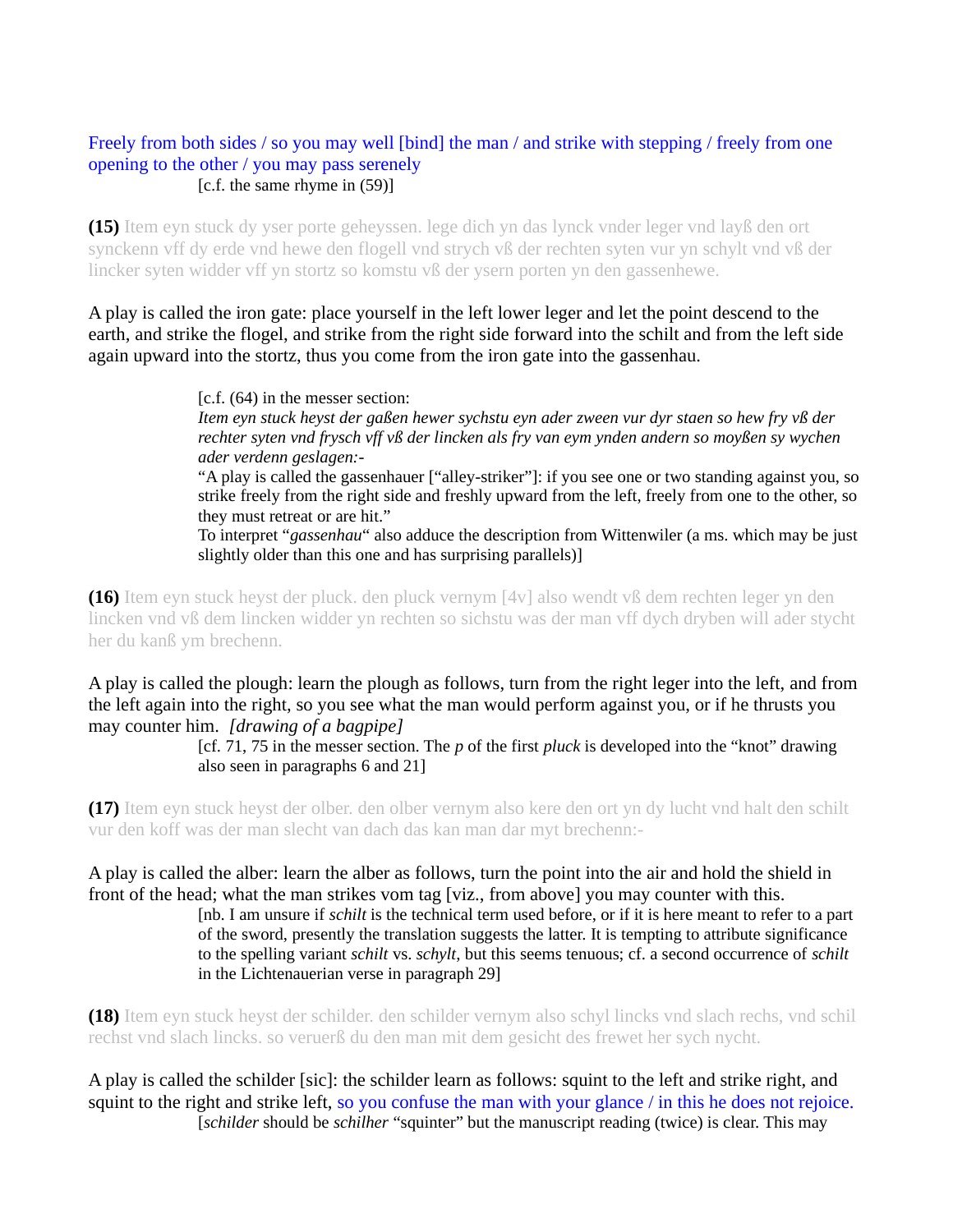Freely from both sides / so you may well [bind] the man / and strike with stepping / freely from one opening to the other / you may pass serenely

[c.f. the same rhyme in (59)]

**(15)** Item eyn stuck dy yser porte geheyssen. lege dich yn das lynck vnder leger vnd layß den ort synckenn vff dy erde vnd hewe den flogell vnd strych vß der rechten syten vur yn schylt vnd vß der lincker syten widder vff yn stortz so komstu vß der ysern porten yn den gassenhewe.

A play is called the iron gate: place yourself in the left lower leger and let the point descend to the earth, and strike the flogel, and strike from the right side forward into the schilt and from the left side again upward into the stortz, thus you come from the iron gate into the gassenhau.

> [c.f. (64) in the messer section:
> *Item eyn stuck heyst der gaßen hewer sychstu eyn ader zween vur dyr staen so hew fry vß der rechter syten vnd frysch vff vß der lincken als fry van eym ynden andern so moyßen sy wychen ader verdenn geslagen:-*
> "A play is called the gassenhauer ["alley-striker"]: if you see one or two standing against you, so strike freely from the right side and freshly upward from the left, freely from one to the other, so they must retreat or are hit."
> To interpret "*gassenhau*" also adduce the description from Wittenwiler (a ms. which may be just slightly older than this one and has surprising parallels)]

**(16)** Item eyn stuck heyst der pluck. den pluck vernym [4v] also wendt vß dem rechten leger yn den lincken vnd vß dem lincken widder yn rechten so sichstu was der man vff dych dryben will ader stycht her du kanß ym brechenn.

A play is called the plough: learn the plough as follows, turn from the right leger into the left, and from the left again into the right, so you see what the man would perform against you, or if he thrusts you may counter him. *[drawing of a bagpipe]*

> [cf. 71, 75 in the messer section. The *p* of the first *pluck* is developed into the "knot" drawing also seen in paragraphs 6 and 21]

**(17)** Item eyn stuck heyst der olber. den olber vernym also kere den ort yn dy lucht vnd halt den schilt vur den koff was der man slecht van dach das kan man dar myt brechenn:-

A play is called the alber: learn the alber as follows, turn the point into the air and hold the shield in front of the head; what the man strikes vom tag [viz., from above] you may counter with this.

> [nb. I am unsure if *schilt* is the technical term used before, or if it is here meant to refer to a part of the sword, presently the translation suggests the latter. It is tempting to attribute significance to the spelling variant *schilt* vs. *schylt*, but this seems tenuous; cf. a second occurrence of *schilt* in the Lichtenauerian verse in paragraph 29]

**(18)** Item eyn stuck heyst der schilder. den schilder vernym also schyl lincks vnd slach rechs, vnd schil rechst vnd slach lincks. so veruerß du den man mit dem gesicht des frewet her sych nycht.

A play is called the schilder [sic]: the schilder learn as follows: squint to the left and strike right, and squint to the right and strike left, so you confuse the man with your glance / in this he does not rejoice.

> [*schilder* should be *schilher* "squinter" but the manuscript reading (twice) is clear. This may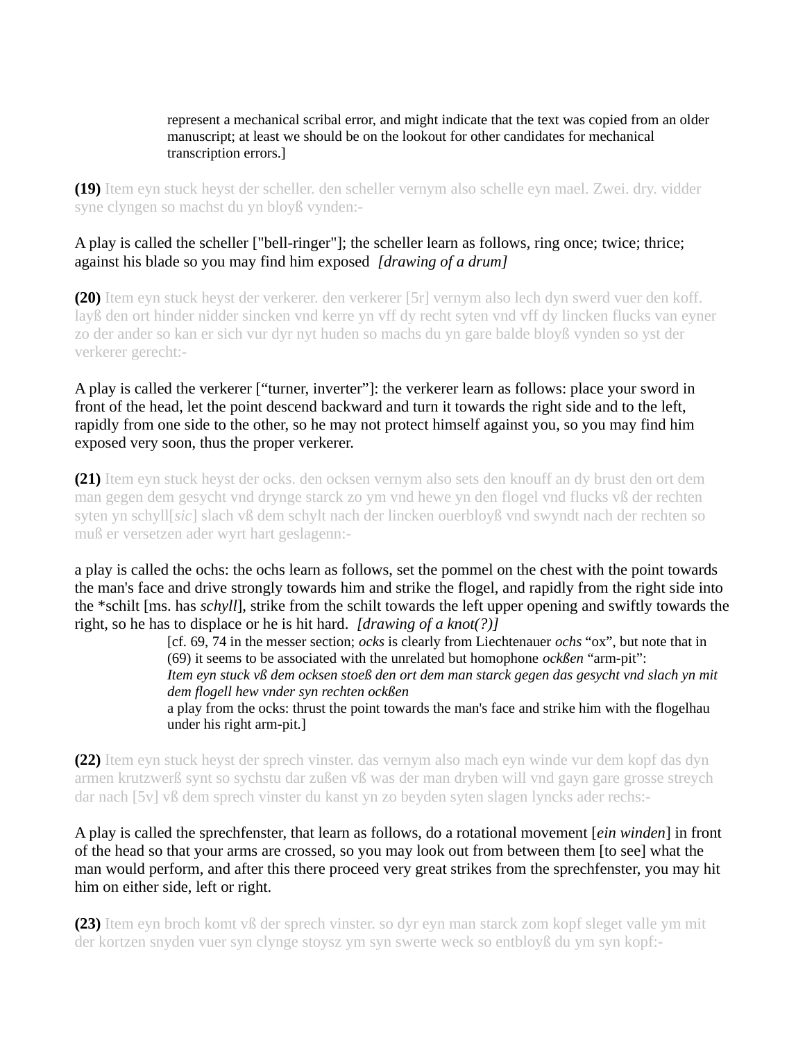represent a mechanical scribal error, and might indicate that the text was copied from an older manuscript; at least we should be on the lookout for other candidates for mechanical transcription errors.]

**(19)** Item eyn stuck heyst der scheller. den scheller vernym also schelle eyn mael. Zwei. dry. vidder syne clyngen so machst du yn bloyß vynden:-

A play is called the scheller ["bell-ringer"]; the scheller learn as follows, ring once; twice; thrice; against his blade so you may find him exposed *[drawing of a drum]*

**(20)** Item eyn stuck heyst der verkerer. den verkerer [5r] vernym also lech dyn swerd vuer den koff. layß den ort hinder nidder sincken vnd kerre yn vff dy recht syten vnd vff dy lincken flucks van eyner zo der ander so kan er sich vur dyr nyt huden so machs du yn gare balde bloyß vynden so yst der verkerer gerecht:-

A play is called the verkerer ["turner, inverter”]: the verkerer learn as follows: place your sword in front of the head, let the point descend backward and turn it towards the right side and to the left, rapidly from one side to the other, so he may not protect himself against you, so you may find him exposed very soon, thus the proper verkerer.

**(21)** Item eyn stuck heyst der ocks. den ocksen vernym also sets den knouff an dy brust den ort dem man gegen dem gesycht vnd drynge starck zo ym vnd hewe yn den flogel vnd flucks vß der rechten syten yn schyll[*sic*] slach vß dem schylt nach der lincken ouerbloyß vnd swyndt nach der rechten so muß er versetzen ader wyrt hart geslagenn:-

a play is called the ochs: the ochs learn as follows, set the pommel on the chest with the point towards the man's face and drive strongly towards him and strike the flogel, and rapidly from the right side into the *schilt [ms. has *schyll*], strike from the schilt towards the left upper opening and swiftly towards the right, so he has to displace or he is hit hard. *[drawing of a knot(?)]*

[cf. 69, 74 in the messer section; *ocks* is clearly from Liechtenauer *ochs* “ox”, but note that in (69) it seems to be associated with the unrelated but homophone *ockßen* “arm-pit”:
*Item eyn stuck vß dem ocksen stoeß den ort dem man starck gegen das gesycht vnd slach yn mit dem flogell hew vnder syn rechten ockßen*
a play from the ocks: thrust the point towards the man's face and strike him with the flogelhau under his right arm-pit.]

**(22)** Item eyn stuck heyst der sprech vinster. das vernym also mach eyn winde vur dem kopf das dyn armen krutzwerß synt so sychstu dar zußen vß was der man dryben will vnd gayn gare grosse streych dar nach [5v] vß dem sprech vinster du kanst yn zo beyden syten slagen lyncks ader rechs:-

A play is called the sprechfenster, that learn as follows, do a rotational movement [*ein winden*] in front of the head so that your arms are crossed, so you may look out from between them [to see] what the man would perform, and after this there proceed very great strikes from the sprechfenster, you may hit him on either side, left or right.

**(23)** Item eyn broch komt vß der sprech vinster. so dyr eyn man starck zom kopf sleget valle ym mit der kortzen snyden vuer syn clynge stoysz ym syn swerte weck so entbloyß du ym syn kopf:-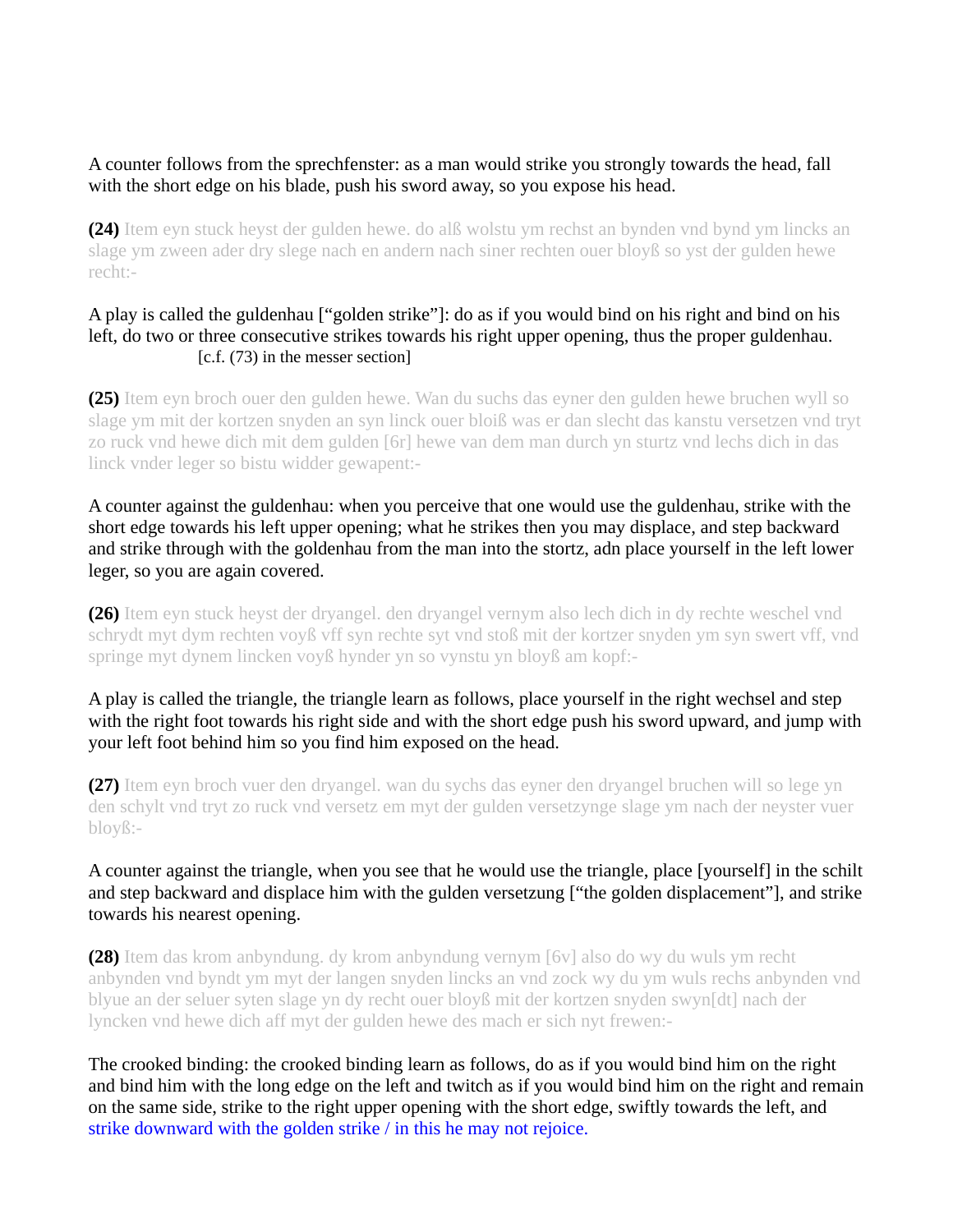A counter follows from the sprechfenster: as a man would strike you strongly towards the head, fall with the short edge on his blade, push his sword away, so you expose his head.

**(24)** Item eyn stuck heyst der gulden hewe. do alß wolstu ym rechst an bynden vnd bynd ym lincks an slage ym zween ader dry slege nach en andern nach siner rechten ouer bloyß so yst der gulden hewe recht:-

A play is called the guldenhau ["golden strike"]: do as if you would bind on his right and bind on his left, do two or three consecutive strikes towards his right upper opening, thus the proper guldenhau. [c.f. (73) in the messer section]

**(25)** Item eyn broch ouer den gulden hewe. Wan du suchs das eyner den gulden hewe bruchen wyll so slage ym mit der kortzen snyden an syn linck ouer bloiß was er dan slecht das kanstu versetzen vnd tryt zo ruck vnd hewe dich mit dem gulden [6r] hewe van dem man durch yn sturtz vnd lechs dich in das linck vnder leger so bistu widder gewapent:-

A counter against the guldenhau: when you perceive that one would use the guldenhau, strike with the short edge towards his left upper opening; what he strikes then you may displace, and step backward and strike through with the goldenhau from the man into the stortz, adn place yourself in the left lower leger, so you are again covered.

**(26)** Item eyn stuck heyst der dryangel. den dryangel vernym also lech dich in dy rechte weschel vnd schrydt myt dym rechten voyß vff syn rechte syt vnd stoß mit der kortzer snyden ym syn swert vff, vnd springe myt dynem lincken voyß hynder yn so vynstu yn bloyß am kopf:-

A play is called the triangle, the triangle learn as follows, place yourself in the right wechsel and step with the right foot towards his right side and with the short edge push his sword upward, and jump with your left foot behind him so you find him exposed on the head.

**(27)** Item eyn broch vuer den dryangel. wan du sychs das eyner den dryangel bruchen will so lege yn den schylt vnd tryt zo ruck vnd versetz em myt der gulden versetzynge slage ym nach der neyster vuer bloyß:-

A counter against the triangle, when you see that he would use the triangle, place [yourself] in the schilt and step backward and displace him with the gulden versetzung ["the golden displacement"], and strike towards his nearest opening.

**(28)** Item das krom anbyndung. dy krom anbyndung vernym [6v] also do wy du wuls ym recht anbynden vnd byndt ym myt der langen snyden lincks an vnd zock wy du ym wuls rechs anbynden vnd blyue an der seluer syten slage yn dy recht ouer bloyß mit der kortzen snyden swyn[dt] nach der lyncken vnd hewe dich aff myt der gulden hewe des mach er sich nyt frewen:-

The crooked binding: the crooked binding learn as follows, do as if you would bind him on the right and bind him with the long edge on the left and twitch as if you would bind him on the right and remain on the same side, strike to the right upper opening with the short edge, swiftly towards the left, and strike downward with the golden strike / in this he may not rejoice.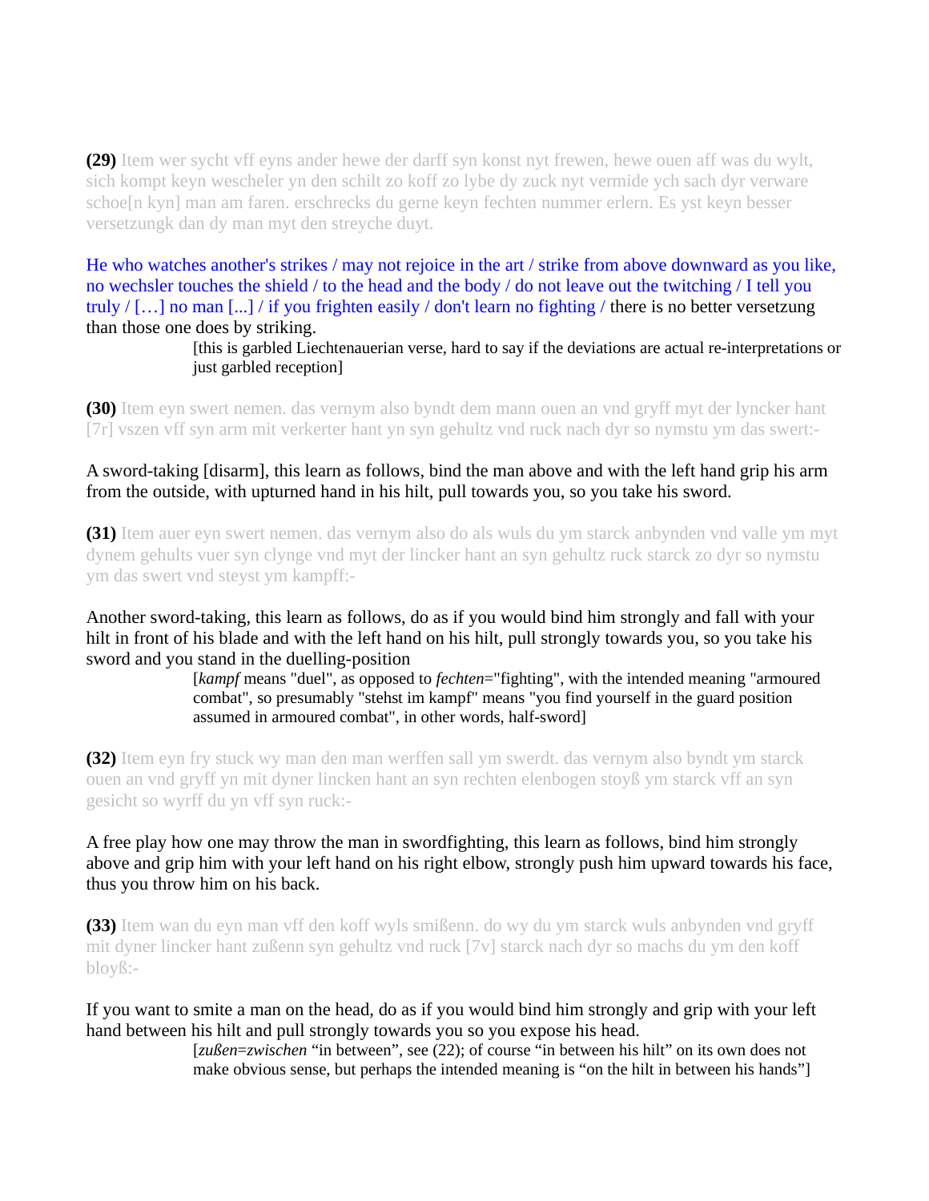**(29)** Item wer sycht vff eyns ander hewe der darff syn konst nyt frewen, hewe ouen aff was du wylt, sich kompt keyn wescheler yn den schilt zo koff zo lybe dy zuck nyt vermide ych sach dyr verware schoe[n kyn] man am faren. erschrecks du gerne keyn fechten nummer erlern. Es yst keyn besser versetzungk dan dy man myt den streyche duyt.

He who watches another's strikes / may not rejoice in the art / strike from above downward as you like, no wechsler touches the shield / to the head and the body / do not leave out the twitching / I tell you truly / […] no man [...] / if you frighten easily / don't learn no fighting / there is no better versetzung than those one does by striking.

> [this is garbled Liechtenauerian verse, hard to say if the deviations are actual re-interpretations or just garbled reception]

**(30)** Item eyn swert nemen. das vernym also byndt dem mann ouen an vnd gryff myt der lyncker hant [7r] vszen vff syn arm mit verkerter hant yn syn gehultz vnd ruck nach dyr so nymstu ym das swert:-

A sword-taking [disarm], this learn as follows, bind the man above and with the left hand grip his arm from the outside, with upturned hand in his hilt, pull towards you, so you take his sword.

**(31)** Item auer eyn swert nemen. das vernym also do als wuls du ym starck anbynden vnd valle ym myt dynem gehults vuer syn clynge vnd myt der lincker hant an syn gehultz ruck starck zo dyr so nymstu ym das swert vnd steyst ym kampff:-

Another sword-taking, this learn as follows, do as if you would bind him strongly and fall with your hilt in front of his blade and with the left hand on his hilt, pull strongly towards you, so you take his sword and you stand in the duelling-position

> [*kampf* means "duel", as opposed to *fechten*="fighting", with the intended meaning "armoured combat", so presumably "stehst im kampf" means "you find yourself in the guard position assumed in armoured combat", in other words, half-sword]

**(32)** Item eyn fry stuck wy man den man werffen sall ym swerdt. das vernym also byndt ym starck ouen an vnd gryff yn mit dyner lincken hant an syn rechten elenbogen stoyß ym starck vff an syn gesicht so wyrff du yn vff syn ruck:-

A free play how one may throw the man in swordfighting, this learn as follows, bind him strongly above and grip him with your left hand on his right elbow, strongly push him upward towards his face, thus you throw him on his back.

**(33)** Item wan du eyn man vff den koff wyls smißenn. do wy du ym starck wuls anbynden vnd gryff mit dyner lincker hant zußenn syn gehultz vnd ruck [7v] starck nach dyr so machs du ym den koff bloyß:-

If you want to smite a man on the head, do as if you would bind him strongly and grip with your left hand between his hilt and pull strongly towards you so you expose his head.

> [*zußen*=*zwischen* "in between", see (22); of course "in between his hilt" on its own does not make obvious sense, but perhaps the intended meaning is "on the hilt in between his hands"]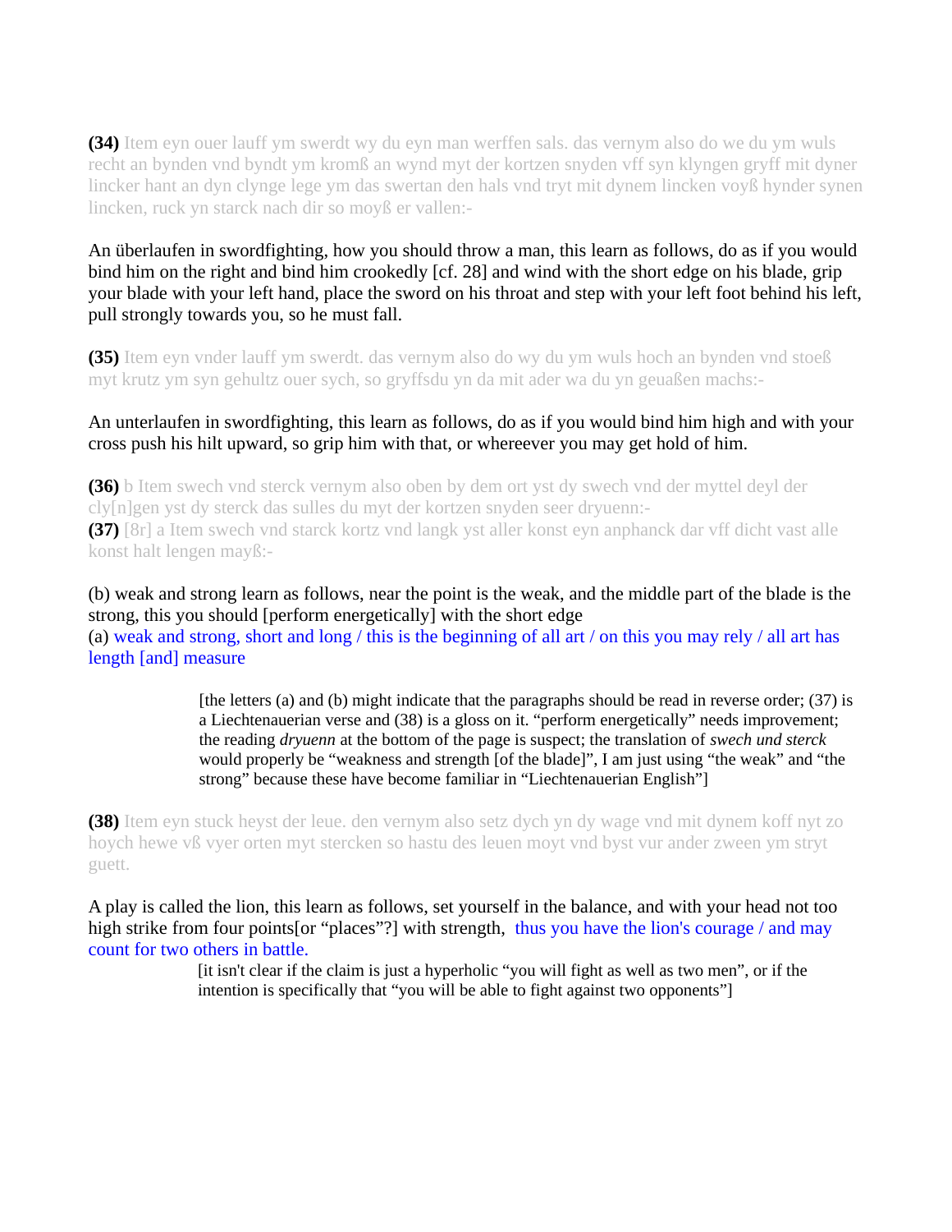**(34)** Item eyn ouer lauff ym swerdt wy du eyn man werffen sals. das vernym also do we du ym wuls recht an bynden vnd byndt ym kromß an wynd myt der kortzen snyden vff syn klyngen gryff mit dyner lincker hant an dyn clynge lege ym das swertan den hals vnd tryt mit dynem lincken voyß hynder synen lincken, ruck yn starck nach dir so moyß er vallen:-

An überlaufen in swordfighting, how you should throw a man, this learn as follows, do as if you would bind him on the right and bind him crookedly [cf. 28] and wind with the short edge on his blade, grip your blade with your left hand, place the sword on his throat and step with your left foot behind his left, pull strongly towards you, so he must fall.

**(35)** Item eyn vnder lauff ym swerdt. das vernym also do wy du ym wuls hoch an bynden vnd stoeß myt krutz ym syn gehultz ouer sych, so gryffsdu yn da mit ader wa du yn geuaßen machs:-

An unterlaufen in swordfighting, this learn as follows, do as if you would bind him high and with your cross push his hilt upward, so grip him with that, or whereever you may get hold of him.

**(36)** b Item swech vnd sterck vernym also oben by dem ort yst dy swech vnd der myttel deyl der cly[n]gen yst dy sterck das sulles du myt der kortzen snyden seer dryuenn:-
**(37)** [8r] a Item swech vnd starck kortz vnd langk yst aller konst eyn anphanck dar vff dicht vast alle konst halt lengen mayß:-

(b) weak and strong learn as follows, near the point is the weak, and the middle part of the blade is the strong, this you should [perform energetically] with the short edge
(a) weak and strong, short and long / this is the beginning of all art / on this you may rely / all art has length [and] measure

> [the letters (a) and (b) might indicate that the paragraphs should be read in reverse order; (37) is a Liechtenauerian verse and (38) is a gloss on it. “perform energetically” needs improvement; the reading *dryuenn* at the bottom of the page is suspect; the translation of *swech und sterck* would properly be “weakness and strength [of the blade]”, I am just using “the weak” and “the strong” because these have become familiar in “Liechtenauerian English”]

**(38)** Item eyn stuck heyst der leue. den vernym also setz dych yn dy wage vnd mit dynem koff nyt zo hoych hewe vß vyer orten myt stercken so hastu des leuen moyt vnd byst vur ander zween ym stryt guett.

A play is called the lion, this learn as follows, set yourself in the balance, and with your head not too high strike from four points[or “places”?] with strength, thus you have the lion's courage / and may count for two others in battle.

> [it isn't clear if the claim is just a hyperholic “you will fight as well as two men”, or if the intention is specifically that “you will be able to fight against two opponents”]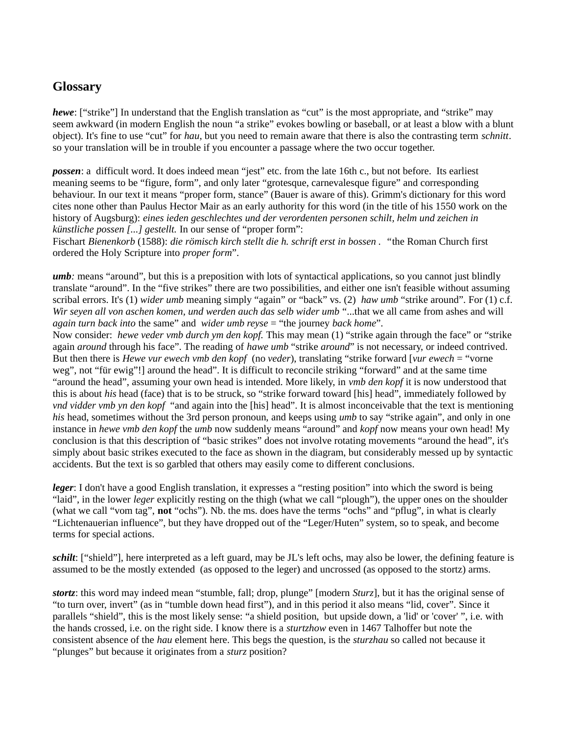## Glossary

***hewe***: ["strike"] In understand that the English translation as "cut" is the most appropriate, and "strike" may seem awkward (in modern English the noun "a strike" evokes bowling or baseball, or at least a blow with a blunt object). It's fine to use "cut" for *hau*, but you need to remain aware that there is also the contrasting term *schnitt*. so your translation will be in trouble if you encounter a passage where the two occur together.

***possen***: a difficult word. It does indeed mean "jest" etc. from the late 16th c., but not before. Its earliest meaning seems to be "figure, form", and only later "grotesque, carnevalesque figure" and corresponding behaviour. In our text it means "proper form, stance" (Bauer is aware of this). Grimm's dictionary for this word cites none other than Paulus Hector Mair as an early authority for this word (in the title of his 1550 work on the history of Augsburg): *eines ieden geschlechtes und der verordenten personen schilt, helm und zeichen in künstliche possen [...] gestellt.* In our sense of "proper form":
Fischart *Bienenkorb* (1588): *die römisch kirch stellt die h. schrift erst in bossen* . "the Roman Church first ordered the Holy Scripture into *proper form*".

***umb****:* means "around", but this is a preposition with lots of syntactical applications, so you cannot just blindly translate "around". In the "five strikes" there are two possibilities, and either one isn't feasible without assuming scribal errors. It's (1) *wider umb* meaning simply "again" or "back" vs. (2) *haw umb* "strike around". For (1) c.f. *Wir seyen all von aschen komen, und werden auch das selb wider umb* "...that we all came from ashes and will *again turn back into* the same" and *wider umb reyse* = "the journey *back home*".
Now consider: *hewe veder vmb durch ym den kopf.* This may mean (1) "strike again through the face" or "strike again *around* through his face". The reading of *hawe umb* "strike *around*" is not necessary, or indeed contrived. But then there is *Hewe vur ewech vmb den kopf* (no *veder*), translating "strike forward [*vur ewech* = "vorne weg", not "für ewig"!] around the head". It is difficult to reconcile striking "forward" and at the same time "around the head", assuming your own head is intended. More likely, in *vmb den kopf* it is now understood that this is about *his* head (face) that is to be struck, so "strike forward toward [his] head", immediately followed by *vnd vidder vmb yn den kopf* "and again into the [his] head". It is almost inconceivable that the text is mentioning *his* head, sometimes without the 3rd person pronoun, and keeps using *umb* to say "strike again", and only in one instance in *hewe vmb den kopf* the *umb* now suddenly means "around" and *kopf* now means your own head! My conclusion is that this description of "basic strikes" does not involve rotating movements "around the head", it's simply about basic strikes executed to the face as shown in the diagram, but considerably messed up by syntactic accidents. But the text is so garbled that others may easily come to different conclusions.

***leger***: I don't have a good English translation, it expresses a "resting position" into which the sword is being "laid", in the lower *leger* explicitly resting on the thigh (what we call "plough"), the upper ones on the shoulder (what we call "vom tag", **not** "ochs"). Nb. the ms. does have the terms "ochs" and "pflug", in what is clearly "Lichtenauerian influence", but they have dropped out of the "Leger/Huten" system, so to speak, and become terms for special actions.

***schilt***: ["shield"], here interpreted as a left guard, may be JL's left ochs, may also be lower, the defining feature is assumed to be the mostly extended (as opposed to the leger) and uncrossed (as opposed to the stortz) arms.

***stortz***: this word may indeed mean "stumble, fall; drop, plunge" [modern *Sturz*], but it has the original sense of "to turn over, invert" (as in "tumble down head first"), and in this period it also means "lid, cover". Since it parallels "shield", this is the most likely sense: "a shield position, but upside down, a 'lid' or 'cover' ", i.e. with the hands crossed, i.e. on the right side. I know there is a *sturtzhow* even in 1467 Talhoffer but note the consistent absence of the *hau* element here. This begs the question, is the *sturzhau* so called not because it "plunges" but because it originates from a *sturz* position?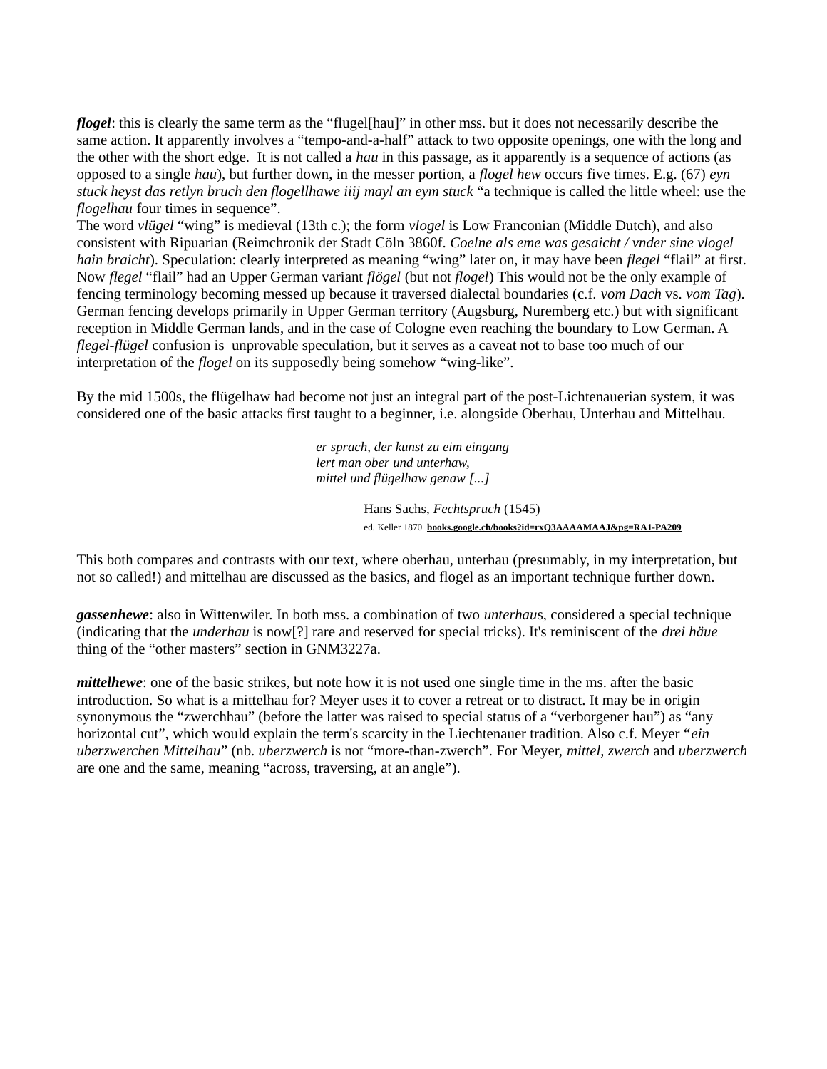***flogel***: this is clearly the same term as the “flugel[hau]” in other mss. but it does not necessarily describe the same action. It apparently involves a “tempo-and-a-half” attack to two opposite openings, one with the long and the other with the short edge. It is not called a *hau* in this passage, as it apparently is a sequence of actions (as opposed to a single *hau*), but further down, in the messer portion, a *flogel hew* occurs five times. E.g. (67) *eyn stuck heyst das retlyn bruch den flogellhawe iiij mayl an eym stuck* “a technique is called the little wheel: use the *flogelhau* four times in sequence”.
The word *vlügel* “wing” is medieval (13th c.); the form *vlogel* is Low Franconian (Middle Dutch), and also consistent with Ripuarian (Reimchronik der Stadt Cöln 3860f. *Coelne als eme was gesaicht / vnder sine vlogel hain braicht*). Speculation: clearly interpreted as meaning “wing” later on, it may have been *flegel* “flail” at first. Now *flegel* “flail” had an Upper German variant *flögel* (but not *flogel*) This would not be the only example of fencing terminology becoming messed up because it traversed dialectal boundaries (c.f. *vom Dach* vs. *vom Tag*). German fencing develops primarily in Upper German territory (Augsburg, Nuremberg etc.) but with significant reception in Middle German lands, and in the case of Cologne even reaching the boundary to Low German. A *flegel-flügel* confusion is unprovable speculation, but it serves as a caveat not to base too much of our interpretation of the *flogel* on its supposedly being somehow “wing-like”.

By the mid 1500s, the flügelhaw had become not just an integral part of the post-Lichtenauerian system, it was considered one of the basic attacks first taught to a beginner, i.e. alongside Oberhau, Unterhau and Mittelhau.

> *er sprach, der kunst zu eim eingang*
> *lert man ober und unterhaw,*
> *mittel und flügelhaw genaw [...]*
>
> Hans Sachs, *Fechtspruch* (1545)
> ed. Keller 1870 **books.google.ch/books?id=rxQ3AAAAMAAJ&pg=RA1-PA209**

This both compares and contrasts with our text, where oberhau, unterhau (presumably, in my interpretation, but not so called!) and mittelhau are discussed as the basics, and flogel as an important technique further down.

***gassenhewe***: also in Wittenwiler. In both mss. a combination of two *unterhau*s, considered a special technique (indicating that the *underhau* is now[?] rare and reserved for special tricks). It's reminiscent of the *drei häue* thing of the “other masters” section in GNM3227a.

***mittelhewe***: one of the basic strikes, but note how it is not used one single time in the ms. after the basic introduction. So what is a mittelhau for? Meyer uses it to cover a retreat or to distract. It may be in origin synonymous the “zwerchhau” (before the latter was raised to special status of a “verborgener hau”) as “any horizontal cut”, which would explain the term's scarcity in the Liechtenauer tradition. Also c.f. Meyer “*ein uberzwerchen Mittelhau*” (nb. *uberzwerch* is not “more-than-zwerch”. For Meyer, *mittel, zwerch* and *uberzwerch* are one and the same, meaning “across, traversing, at an angle”).